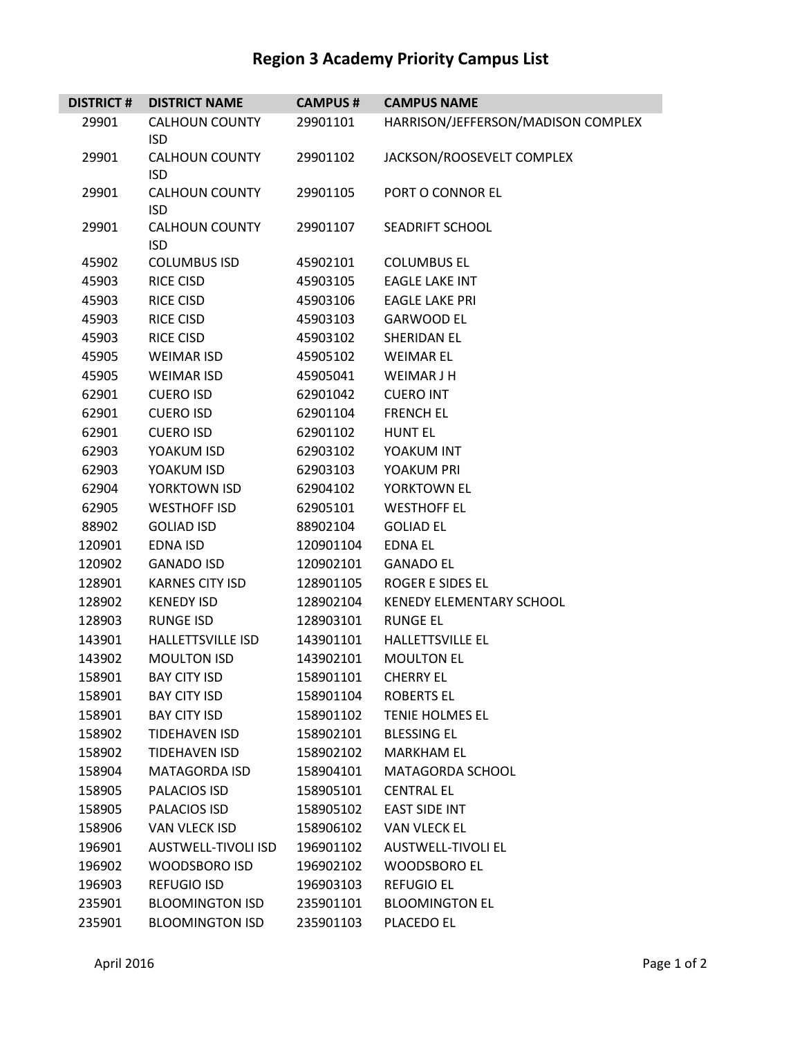# Region 3 Academy Priority Campus List

| DISTRICT # | DISTRICT NAME | CAMPUS # | CAMPUS NAME |
|---|---|---|---|
| 29901 | CALHOUN COUNTY ISD | 29901101 | HARRISON/JEFFERSON/MADISON COMPLEX |
| 29901 | CALHOUN COUNTY ISD | 29901102 | JACKSON/ROOSEVELT COMPLEX |
| 29901 | CALHOUN COUNTY ISD | 29901105 | PORT O CONNOR EL |
| 29901 | CALHOUN COUNTY ISD | 29901107 | SEADRIFT SCHOOL |
| 45902 | COLUMBUS ISD | 45902101 | COLUMBUS EL |
| 45903 | RICE CISD | 45903105 | EAGLE LAKE INT |
| 45903 | RICE CISD | 45903106 | EAGLE LAKE PRI |
| 45903 | RICE CISD | 45903103 | GARWOOD EL |
| 45903 | RICE CISD | 45903102 | SHERIDAN EL |
| 45905 | WEIMAR ISD | 45905102 | WEIMAR EL |
| 45905 | WEIMAR ISD | 45905041 | WEIMAR J H |
| 62901 | CUERO ISD | 62901042 | CUERO INT |
| 62901 | CUERO ISD | 62901104 | FRENCH EL |
| 62901 | CUERO ISD | 62901102 | HUNT EL |
| 62903 | YOAKUM ISD | 62903102 | YOAKUM INT |
| 62903 | YOAKUM ISD | 62903103 | YOAKUM PRI |
| 62904 | YORKTOWN ISD | 62904102 | YORKTOWN EL |
| 62905 | WESTHOFF ISD | 62905101 | WESTHOFF EL |
| 88902 | GOLIAD ISD | 88902104 | GOLIAD EL |
| 120901 | EDNA ISD | 120901104 | EDNA EL |
| 120902 | GANADO ISD | 120902101 | GANADO EL |
| 128901 | KARNES CITY ISD | 128901105 | ROGER E SIDES EL |
| 128902 | KENEDY ISD | 128902104 | KENEDY ELEMENTARY SCHOOL |
| 128903 | RUNGE ISD | 128903101 | RUNGE EL |
| 143901 | HALLETTSVILLE ISD | 143901101 | HALLETTSVILLE EL |
| 143902 | MOULTON ISD | 143902101 | MOULTON EL |
| 158901 | BAY CITY ISD | 158901101 | CHERRY EL |
| 158901 | BAY CITY ISD | 158901104 | ROBERTS EL |
| 158901 | BAY CITY ISD | 158901102 | TENIE HOLMES EL |
| 158902 | TIDEHAVEN ISD | 158902101 | BLESSING EL |
| 158902 | TIDEHAVEN ISD | 158902102 | MARKHAM EL |
| 158904 | MATAGORDA ISD | 158904101 | MATAGORDA SCHOOL |
| 158905 | PALACIOS ISD | 158905101 | CENTRAL EL |
| 158905 | PALACIOS ISD | 158905102 | EAST SIDE INT |
| 158906 | VAN VLECK ISD | 158906102 | VAN VLECK EL |
| 196901 | AUSTWELL-TIVOLI ISD | 196901102 | AUSTWELL-TIVOLI EL |
| 196902 | WOODSBORO ISD | 196902102 | WOODSBORO EL |
| 196903 | REFUGIO ISD | 196903103 | REFUGIO EL |
| 235901 | BLOOMINGTON ISD | 235901101 | BLOOMINGTON EL |
| 235901 | BLOOMINGTON ISD | 235901103 | PLACEDO EL |

April 2016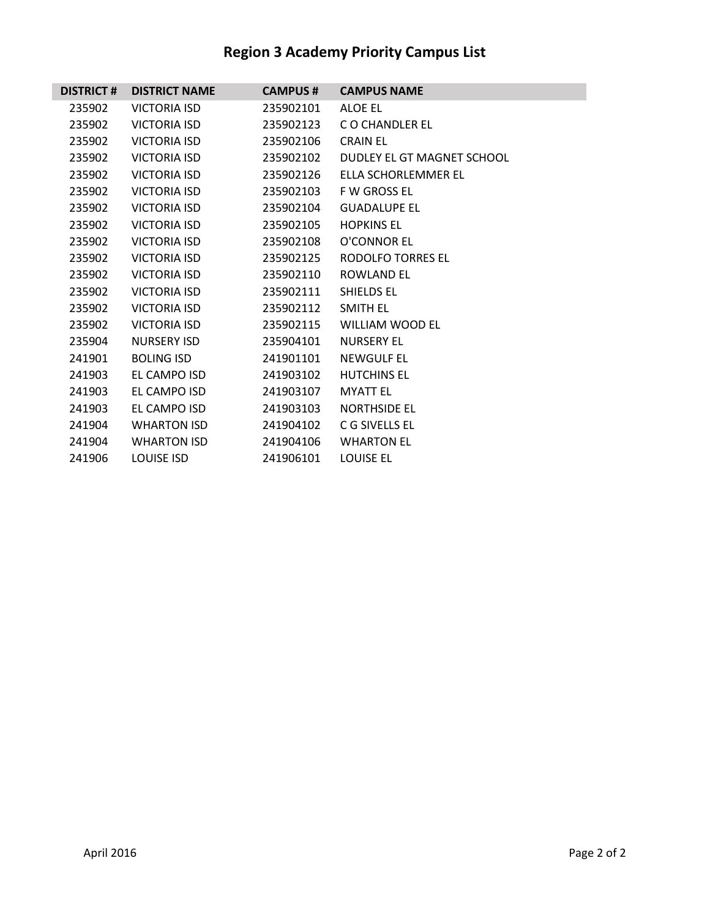# Region 3 Academy Priority Campus List

| DISTRICT # | DISTRICT NAME | CAMPUS # | CAMPUS NAME |
|---|---|---|---|
| 235902 | VICTORIA ISD | 235902101 | ALOE EL |
| 235902 | VICTORIA ISD | 235902123 | C O CHANDLER EL |
| 235902 | VICTORIA ISD | 235902106 | CRAIN EL |
| 235902 | VICTORIA ISD | 235902102 | DUDLEY EL GT MAGNET SCHOOL |
| 235902 | VICTORIA ISD | 235902126 | ELLA SCHORLEMMER EL |
| 235902 | VICTORIA ISD | 235902103 | F W GROSS EL |
| 235902 | VICTORIA ISD | 235902104 | GUADALUPE EL |
| 235902 | VICTORIA ISD | 235902105 | HOPKINS EL |
| 235902 | VICTORIA ISD | 235902108 | O'CONNOR EL |
| 235902 | VICTORIA ISD | 235902125 | RODOLFO TORRES EL |
| 235902 | VICTORIA ISD | 235902110 | ROWLAND EL |
| 235902 | VICTORIA ISD | 235902111 | SHIELDS EL |
| 235902 | VICTORIA ISD | 235902112 | SMITH EL |
| 235902 | VICTORIA ISD | 235902115 | WILLIAM WOOD EL |
| 235904 | NURSERY ISD | 235904101 | NURSERY EL |
| 241901 | BOLING ISD | 241901101 | NEWGULF EL |
| 241903 | EL CAMPO ISD | 241903102 | HUTCHINS EL |
| 241903 | EL CAMPO ISD | 241903107 | MYATT EL |
| 241903 | EL CAMPO ISD | 241903103 | NORTHSIDE EL |
| 241904 | WHARTON ISD | 241904102 | C G SIVELLS EL |
| 241904 | WHARTON ISD | 241904106 | WHARTON EL |
| 241906 | LOUISE ISD | 241906101 | LOUISE EL |

April 2016